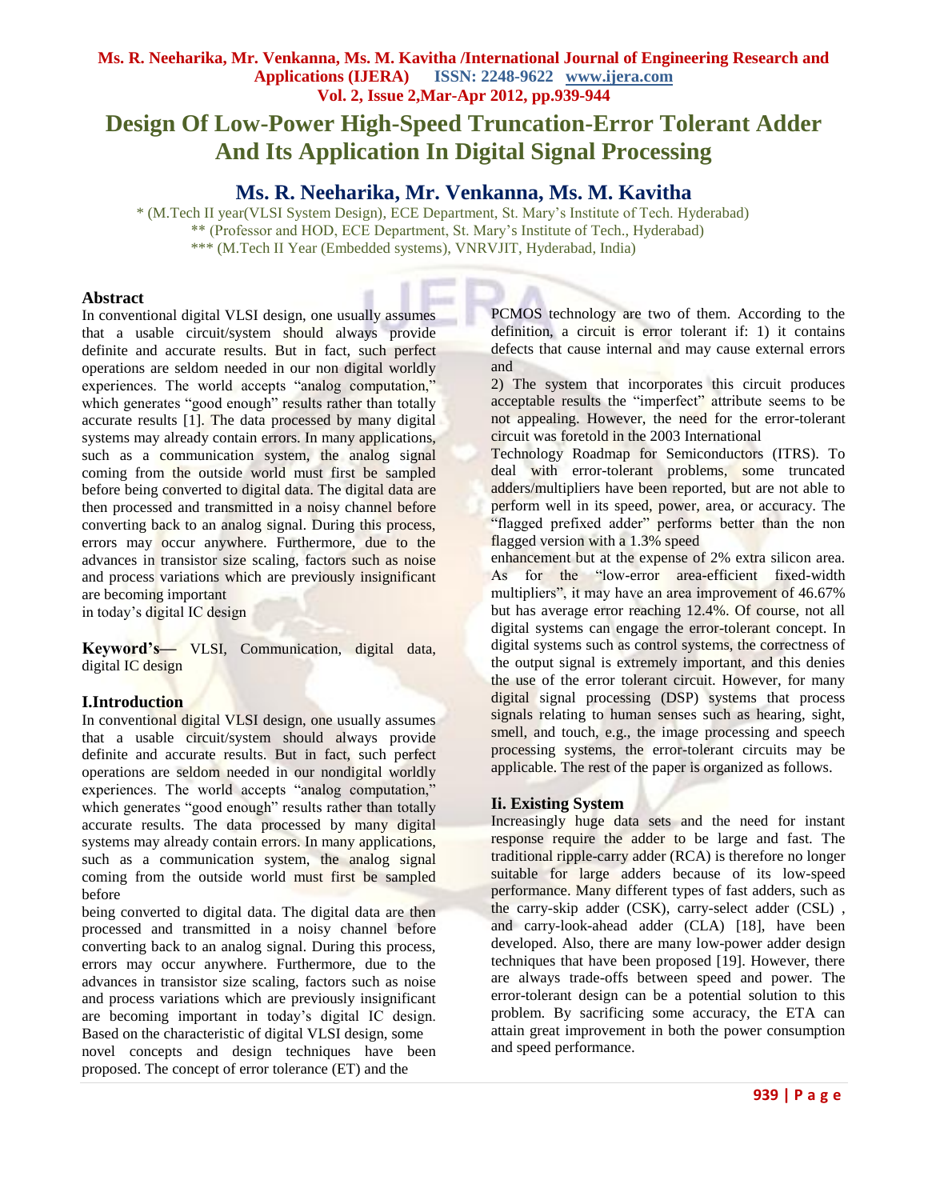// Design Of Low-Power High-Speed Truncation-Error Tolerant Adder And Its Application In Digital Signal Processing

**Ms. R. Neeharika, Mr. Venkanna, Ms. M. Kavitha**

* (M.Tech II year(VLSI System Design), ECE Department, St. Mary's Institute of Tech. Hyderabad)
** (Professor and HOD, ECE Department, St. Mary's Institute of Tech., Hyderabad)
*** (M.Tech II Year (Embedded systems), VNRVJIT, Hyderabad, India)

## Abstract

In conventional digital VLSI design, one usually assumes that a usable circuit/system should always provide definite and accurate results. But in fact, such perfect operations are seldom needed in our non digital worldly experiences. The world accepts "analog computation," which generates "good enough" results rather than totally accurate results [1]. The data processed by many digital systems may already contain errors. In many applications, such as a communication system, the analog signal coming from the outside world must first be sampled before being converted to digital data. The digital data are then processed and transmitted in a noisy channel before converting back to an analog signal. During this process, errors may occur anywhere. Furthermore, due to the advances in transistor size scaling, factors such as noise and process variations which are previously insignificant are becoming important in today's digital IC design

**Keyword's—** VLSI, Communication, digital data, digital IC design

## I.Introduction

In conventional digital VLSI design, one usually assumes that a usable circuit/system should always provide definite and accurate results. But in fact, such perfect operations are seldom needed in our nondigital worldly experiences. The world accepts "analog computation," which generates "good enough" results rather than totally accurate results. The data processed by many digital systems may already contain errors. In many applications, such as a communication system, the analog signal coming from the outside world must first be sampled before being converted to digital data. The digital data are then processed and transmitted in a noisy channel before converting back to an analog signal. During this process, errors may occur anywhere. Furthermore, due to the advances in transistor size scaling, factors such as noise and process variations which are previously insignificant are becoming important in today's digital IC design. Based on the characteristic of digital VLSI design, some novel concepts and design techniques have been proposed. The concept of error tolerance (ET) and the PCMOS technology are two of them. According to the definition, a circuit is error tolerant if: 1) it contains defects that cause internal and may cause external errors and

2) The system that incorporates this circuit produces acceptable results the "imperfect" attribute seems to be not appealing. However, the need for the error-tolerant circuit was foretold in the 2003 International Technology Roadmap for Semiconductors (ITRS). To deal with error-tolerant problems, some truncated adders/multipliers have been reported, but are not able to perform well in its speed, power, area, or accuracy. The "flagged prefixed adder" performs better than the non flagged version with a 1.3% speed enhancement but at the expense of 2% extra silicon area. As for the "low-error area-efficient fixed-width multipliers", it may have an area improvement of 46.67% but has average error reaching 12.4%. Of course, not all digital systems can engage the error-tolerant concept. In digital systems such as control systems, the correctness of the output signal is extremely important, and this denies the use of the error tolerant circuit. However, for many digital signal processing (DSP) systems that process signals relating to human senses such as hearing, sight, smell, and touch, e.g., the image processing and speech processing systems, the error-tolerant circuits may be applicable. The rest of the paper is organized as follows.

## Ii. Existing System

Increasingly huge data sets and the need for instant response require the adder to be large and fast. The traditional ripple-carry adder (RCA) is therefore no longer suitable for large adders because of its low-speed performance. Many different types of fast adders, such as the carry-skip adder (CSK), carry-select adder (CSL) , and carry-look-ahead adder (CLA) [18], have been developed. Also, there are many low-power adder design techniques that have been proposed [19]. However, there are always trade-offs between speed and power. The error-tolerant design can be a potential solution to this problem. By sacrificing some accuracy, the ETA can attain great improvement in both the power consumption and speed performance.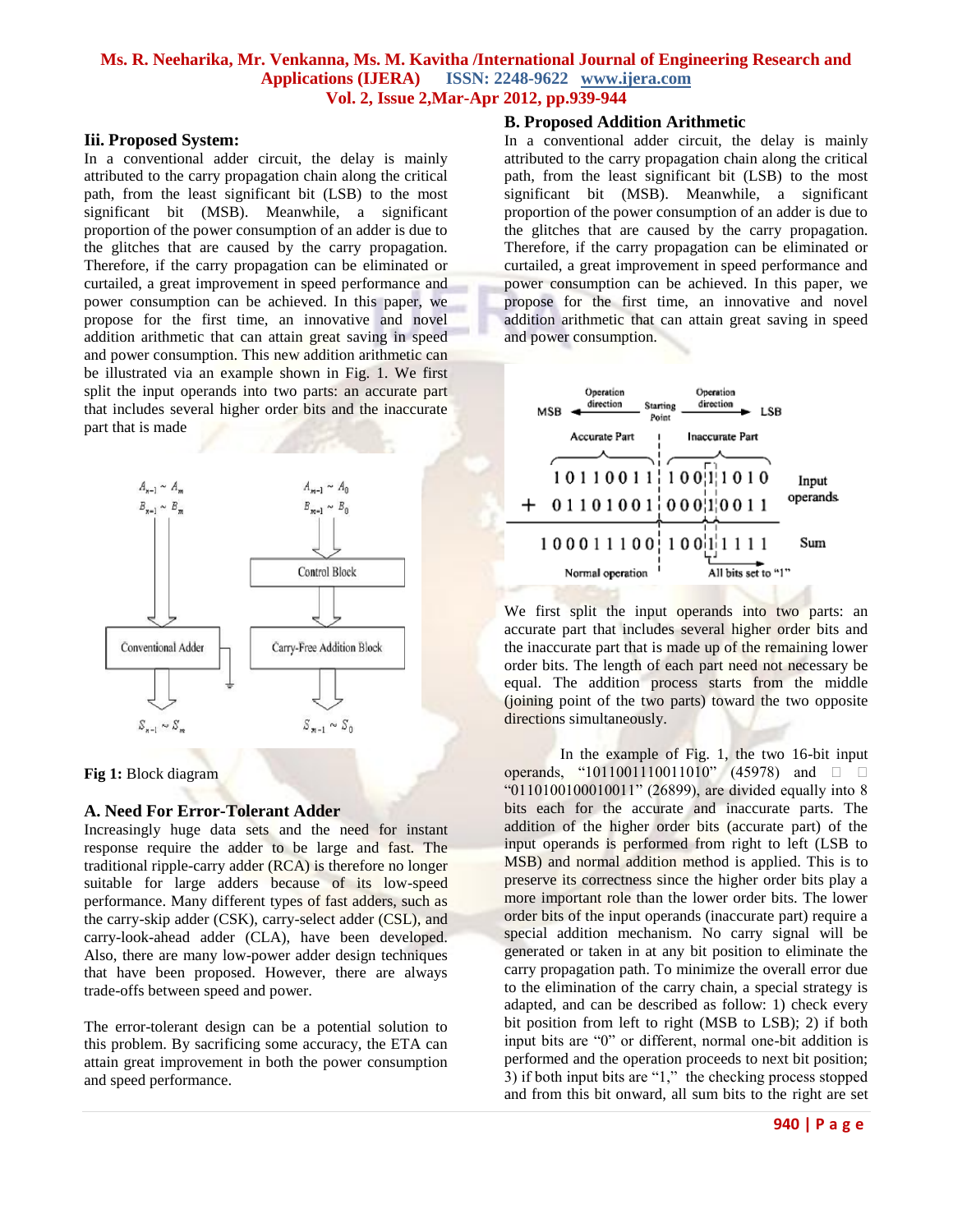### Iii. Proposed System:

In a conventional adder circuit, the delay is mainly attributed to the carry propagation chain along the critical path, from the least significant bit (LSB) to the most significant bit (MSB). Meanwhile, a significant proportion of the power consumption of an adder is due to the glitches that are caused by the carry propagation. Therefore, if the carry propagation can be eliminated or curtailed, a great improvement in speed performance and power consumption can be achieved. In this paper, we propose for the first time, an innovative and novel addition arithmetic that can attain great saving in speed and power consumption. This new addition arithmetic can be illustrated via an example shown in Fig. 1. We first split the input operands into two parts: an accurate part that includes several higher order bits and the inaccurate part that is made

$A_{n-1} \sim A_m$
$B_{n-1} \sim B_m$
$A_{m-1} \sim A_0$
$B_{m-1} \sim B_0$
Control Block
Conventional Adder
Carry-Free Addition Block
$S_{n-1} \sim S_m$
$S_{m-1} \sim S_0$

**Fig 1:** Block diagram

### A. Need For Error-Tolerant Adder

Increasingly huge data sets and the need for instant response require the adder to be large and fast. The traditional ripple-carry adder (RCA) is therefore no longer suitable for large adders because of its low-speed performance. Many different types of fast adders, such as the carry-skip adder (CSK), carry-select adder (CSL), and carry-look-ahead adder (CLA), have been developed. Also, there are many low-power adder design techniques that have been proposed. However, there are always trade-offs between speed and power.

The error-tolerant design can be a potential solution to this problem. By sacrificing some accuracy, the ETA can attain great improvement in both the power consumption and speed performance.

### B. Proposed Addition Arithmetic

In a conventional adder circuit, the delay is mainly attributed to the carry propagation chain along the critical path, from the least significant bit (LSB) to the most significant bit (MSB). Meanwhile, a significant proportion of the power consumption of an adder is due to the glitches that are caused by the carry propagation. Therefore, if the carry propagation can be eliminated or curtailed, a great improvement in speed performance and power consumption can be achieved. In this paper, we propose for the first time, an innovative and novel addition arithmetic that can attain great saving in speed and power consumption.

MSB
Operation direction
Starting Point
Operation direction
LSB
Accurate Part
Inaccurate Part
1 0 1 1 0 0 1 1 | 1 0 0 1 1 0 1 0
+ 0 1 1 0 1 0 0 1 | 0 0 0 1 0 0 1 1
Input operands
1 0 0 0 1 1 1 0 0 | 1 0 0 1 1 1 1 1
Sum
Normal operation
All bits set to "1"

We first split the input operands into two parts: an accurate part that includes several higher order bits and the inaccurate part that is made up of the remaining lower order bits. The length of each part need not necessary be equal. The addition process starts from the middle (joining point of the two parts) toward the two opposite directions simultaneously.

In the example of Fig. 1, the two 16-bit input operands, "1011001110011010" (45978) and "0110100100010011" (26899), are divided equally into 8 bits each for the accurate and inaccurate parts. The addition of the higher order bits (accurate part) of the input operands is performed from right to left (LSB to MSB) and normal addition method is applied. This is to preserve its correctness since the higher order bits play a more important role than the lower order bits. The lower order bits of the input operands (inaccurate part) require a special addition mechanism. No carry signal will be generated or taken in at any bit position to eliminate the carry propagation path. To minimize the overall error due to the elimination of the carry chain, a special strategy is adapted, and can be described as follow: 1) check every bit position from left to right (MSB to LSB); 2) if both input bits are "0" or different, normal one-bit addition is performed and the operation proceeds to next bit position; 3) if both input bits are "1," the checking process stopped and from this bit onward, all sum bits to the right are set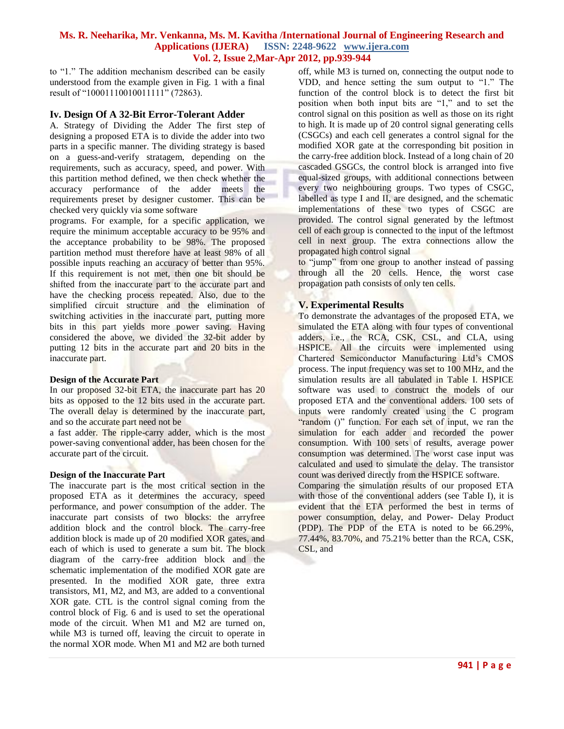to "1." The addition mechanism described can be easily understood from the example given in Fig. 1 with a final result of "10001110010011111" (72863).

## Iv. Design Of A 32-Bit Error-Tolerant Adder

A. Strategy of Dividing the Adder The first step of designing a proposed ETA is to divide the adder into two parts in a specific manner. The dividing strategy is based on a guess-and-verify stratagem, depending on the requirements, such as accuracy, speed, and power. With this partition method defined, we then check whether the accuracy performance of the adder meets the requirements preset by designer customer. This can be checked very quickly via some software programs. For example, for a specific application, we require the minimum acceptable accuracy to be 95% and the acceptance probability to be 98%. The proposed partition method must therefore have at least 98% of all possible inputs reaching an accuracy of better than 95%. If this requirement is not met, then one bit should be shifted from the inaccurate part to the accurate part and have the checking process repeated. Also, due to the simplified circuit structure and the elimination of switching activities in the inaccurate part, putting more bits in this part yields more power saving. Having considered the above, we divided the 32-bit adder by putting 12 bits in the accurate part and 20 bits in the inaccurate part.

### Design of the Accurate Part

In our proposed 32-bit ETA, the inaccurate part has 20 bits as opposed to the 12 bits used in the accurate part. The overall delay is determined by the inaccurate part, and so the accurate part need not be a fast adder. The ripple-carry adder, which is the most power-saving conventional adder, has been chosen for the accurate part of the circuit.

### Design of the Inaccurate Part

The inaccurate part is the most critical section in the proposed ETA as it determines the accuracy, speed performance, and power consumption of the adder. The inaccurate part consists of two blocks: the arryfree addition block and the control block. The carry-free addition block is made up of 20 modified XOR gates, and each of which is used to generate a sum bit. The block diagram of the carry-free addition block and the schematic implementation of the modified XOR gate are presented. In the modified XOR gate, three extra transistors, M1, M2, and M3, are added to a conventional XOR gate. CTL is the control signal coming from the control block of Fig. 6 and is used to set the operational mode of the circuit. When M1 and M2 are turned on, while M3 is turned off, leaving the circuit to operate in the normal XOR mode. When M1 and M2 are both turned off, while M3 is turned on, connecting the output node to VDD, and hence setting the sum output to "1." The function of the control block is to detect the first bit position when both input bits are "1," and to set the control signal on this position as well as those on its right to high. It is made up of 20 control signal generating cells (CSGCs) and each cell generates a control signal for the modified XOR gate at the corresponding bit position in the carry-free addition block. Instead of a long chain of 20 cascaded GSGCs, the control block is arranged into five equal-sized groups, with additional connections between every two neighbouring groups. Two types of CSGC, labelled as type I and II, are designed, and the schematic implementations of these two types of CSGC are provided. The control signal generated by the leftmost cell of each group is connected to the input of the leftmost cell in next group. The extra connections allow the propagated high control signal to "jump" from one group to another instead of passing through all the 20 cells. Hence, the worst case propagation path consists of only ten cells.

## V. Experimental Results

To demonstrate the advantages of the proposed ETA, we simulated the ETA along with four types of conventional adders, i.e., the RCA, CSK, CSL, and CLA, using HSPICE. All the circuits were implemented using Chartered Semiconductor Manufacturing Ltd's CMOS process. The input frequency was set to 100 MHz, and the simulation results are all tabulated in Table I. HSPICE software was used to construct the models of our proposed ETA and the conventional adders. 100 sets of inputs were randomly created using the C program "random ()" function. For each set of input, we ran the simulation for each adder and recorded the power consumption. With 100 sets of results, average power consumption was determined. The worst case input was calculated and used to simulate the delay. The transistor count was derived directly from the HSPICE software.

Comparing the simulation results of our proposed ETA with those of the conventional adders (see Table I), it is evident that the ETA performed the best in terms of power consumption, delay, and Power- Delay Product (PDP). The PDP of the ETA is noted to be 66.29%, 77.44%, 83.70%, and 75.21% better than the RCA, CSK, CSL, and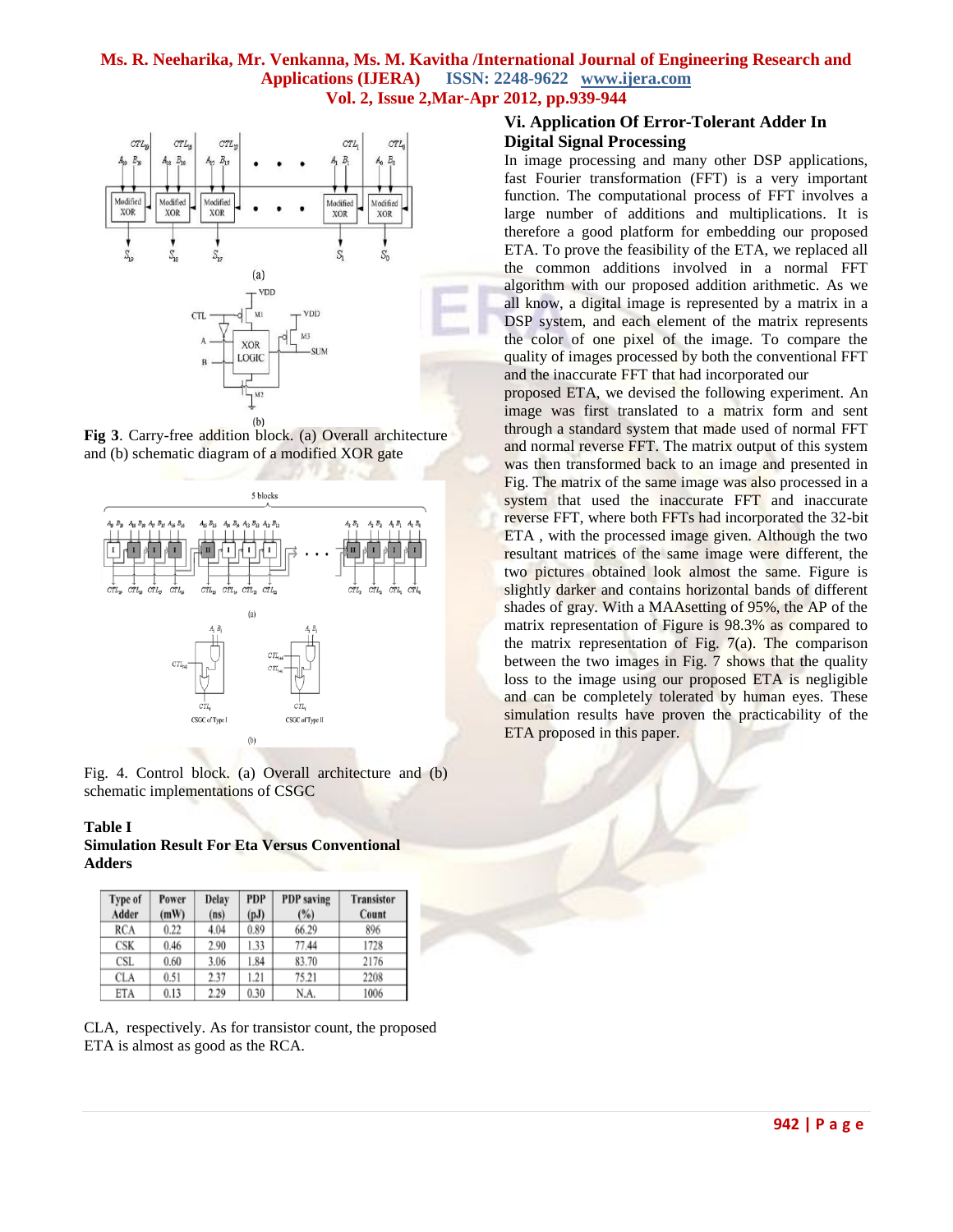**Fig 3**. Carry-free addition block. (a) Overall architecture and (b) schematic diagram of a modified XOR gate

Fig. 4. Control block. (a) Overall architecture and (b) schematic implementations of CSGC

**Table I**
**Simulation Result For Eta Versus Conventional Adders**

| Type of Adder | Power (mW) | Delay (ns) | PDP (pJ) | PDP saving (%) | Transistor Count |
|---|---|---|---|---|---|
| RCA | 0.22 | 4.04 | 0.89 | 66.29 | 896 |
| CSK | 0.46 | 2.90 | 1.33 | 77.44 | 1728 |
| CSL | 0.60 | 3.06 | 1.84 | 83.70 | 2176 |
| CLA | 0.51 | 2.37 | 1.21 | 75.21 | 2208 |
| ETA | 0.13 | 2.29 | 0.30 | N.A. | 1006 |

CLA, respectively. As for transistor count, the proposed ETA is almost as good as the RCA.

## Vi. Application Of Error-Tolerant Adder In Digital Signal Processing

In image processing and many other DSP applications, fast Fourier transformation (FFT) is a very important function. The computational process of FFT involves a large number of additions and multiplications. It is therefore a good platform for embedding our proposed ETA. To prove the feasibility of the ETA, we replaced all the common additions involved in a normal FFT algorithm with our proposed addition arithmetic. As we all know, a digital image is represented by a matrix in a DSP system, and each element of the matrix represents the color of one pixel of the image. To compare the quality of images processed by both the conventional FFT and the inaccurate FFT that had incorporated our proposed ETA, we devised the following experiment. An image was first translated to a matrix form and sent through a standard system that made used of normal FFT and normal reverse FFT. The matrix output of this system was then transformed back to an image and presented in Fig. The matrix of the same image was also processed in a system that used the inaccurate FFT and inaccurate reverse FFT, where both FFTs had incorporated the 32-bit ETA , with the processed image given. Although the two resultant matrices of the same image were different, the two pictures obtained look almost the same. Figure is slightly darker and contains horizontal bands of different shades of gray. With a MAAsetting of 95%, the AP of the matrix representation of Figure is 98.3% as compared to the matrix representation of Fig. 7(a). The comparison between the two images in Fig. 7 shows that the quality loss to the image using our proposed ETA is negligible and can be completely tolerated by human eyes. These simulation results have proven the practicability of the ETA proposed in this paper.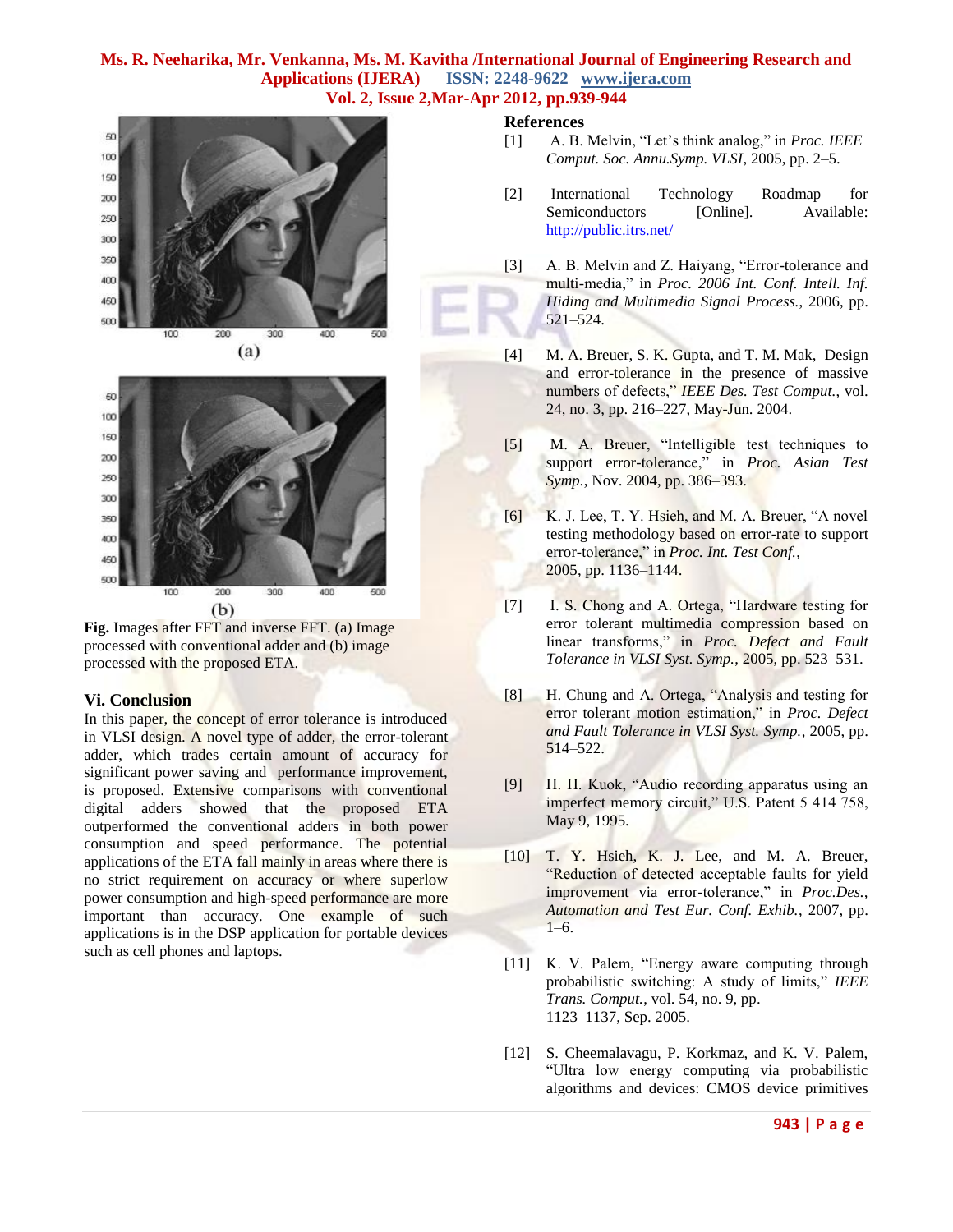Fig. Images after FFT and inverse FFT. (a) Image processed with conventional adder and (b) image processed with the proposed ETA.

## Vi. Conclusion

In this paper, the concept of error tolerance is introduced in VLSI design. A novel type of adder, the error-tolerant adder, which trades certain amount of accuracy for significant power saving and performance improvement, is proposed. Extensive comparisons with conventional digital adders showed that the proposed ETA outperformed the conventional adders in both power consumption and speed performance. The potential applications of the ETA fall mainly in areas where there is no strict requirement on accuracy or where superlow power consumption and high-speed performance are more important than accuracy. One example of such applications is in the DSP application for portable devices such as cell phones and laptops.

## References

[1] A. B. Melvin, "Let's think analog," in *Proc. IEEE Comput. Soc. Annu.Symp. VLSI*, 2005, pp. 2–5.

[2] International Technology Roadmap for Semiconductors [Online]. Available: http://public.itrs.net/

[3] A. B. Melvin and Z. Haiyang, "Error-tolerance and multi-media," in *Proc. 2006 Int. Conf. Intell. Inf. Hiding and Multimedia Signal Process.*, 2006, pp. 521–524.

[4] M. A. Breuer, S. K. Gupta, and T. M. Mak, Design and error-tolerance in the presence of massive numbers of defects," *IEEE Des. Test Comput.*, vol. 24, no. 3, pp. 216–227, May-Jun. 2004.

[5] M. A. Breuer, "Intelligible test techniques to support error-tolerance," in *Proc. Asian Test Symp.*, Nov. 2004, pp. 386–393.

[6] K. J. Lee, T. Y. Hsieh, and M. A. Breuer, "A novel testing methodology based on error-rate to support error-tolerance," in *Proc. Int. Test Conf.*, 2005, pp. 1136–1144.

[7] I. S. Chong and A. Ortega, "Hardware testing for error tolerant multimedia compression based on linear transforms," in *Proc. Defect and Fault Tolerance in VLSI Syst. Symp.*, 2005, pp. 523–531.

[8] H. Chung and A. Ortega, "Analysis and testing for error tolerant motion estimation," in *Proc. Defect and Fault Tolerance in VLSI Syst. Symp.*, 2005, pp. 514–522.

[9] H. H. Kuok, "Audio recording apparatus using an imperfect memory circuit," U.S. Patent 5 414 758, May 9, 1995.

[10] T. Y. Hsieh, K. J. Lee, and M. A. Breuer, "Reduction of detected acceptable faults for yield improvement via error-tolerance," in *Proc.Des., Automation and Test Eur. Conf. Exhib.*, 2007, pp. 1–6.

[11] K. V. Palem, "Energy aware computing through probabilistic switching: A study of limits," *IEEE Trans. Comput.*, vol. 54, no. 9, pp. 1123–1137, Sep. 2005.

[12] S. Cheemalavagu, P. Korkmaz, and K. V. Palem, "Ultra low energy computing via probabilistic algorithms and devices: CMOS device primitives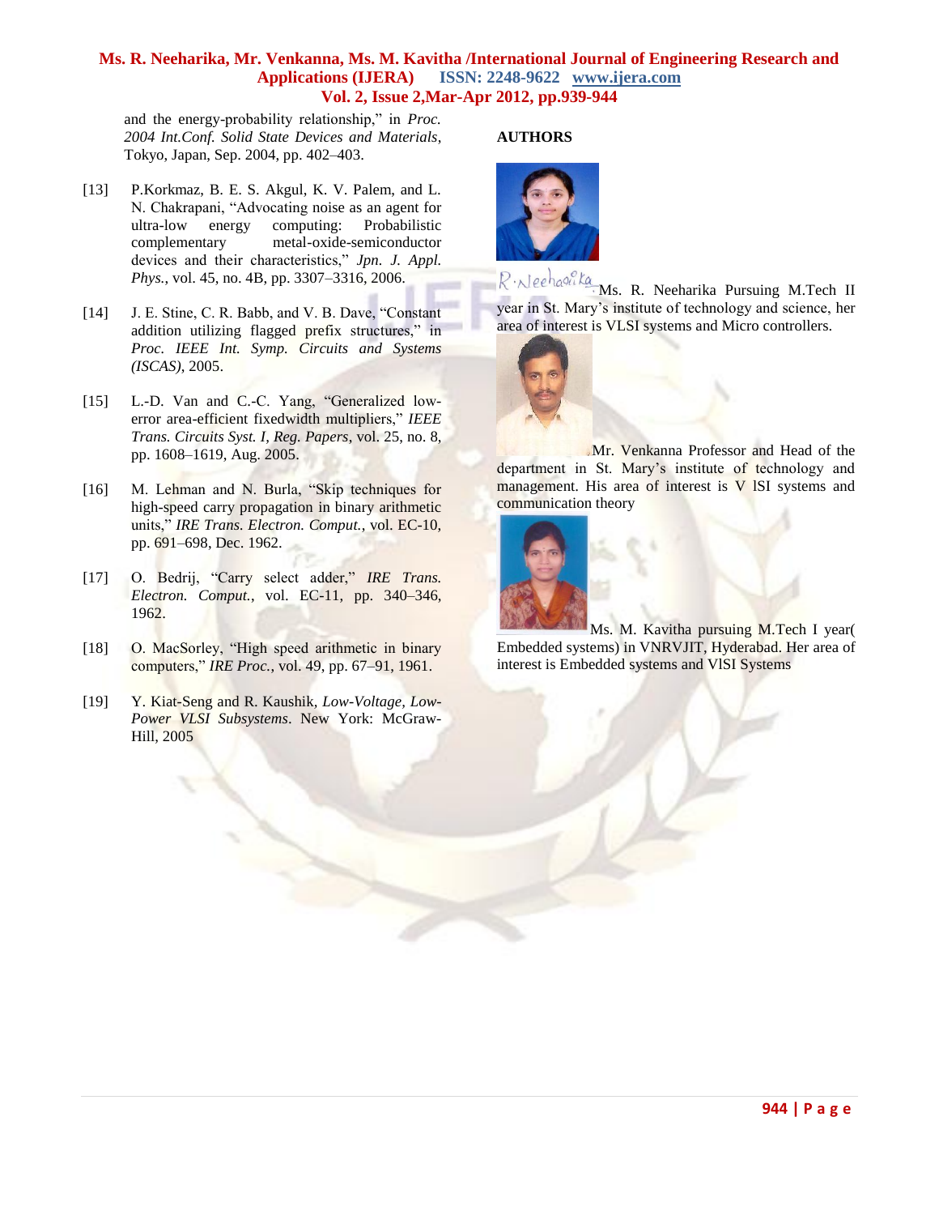and the energy-probability relationship," in *Proc. 2004 Int.Conf. Solid State Devices and Materials*, Tokyo, Japan, Sep. 2004, pp. 402–403.

[13] P.Korkmaz, B. E. S. Akgul, K. V. Palem, and L. N. Chakrapani, "Advocating noise as an agent for ultra-low energy computing: Probabilistic complementary metal-oxide-semiconductor devices and their characteristics," *Jpn. J. Appl. Phys.*, vol. 45, no. 4B, pp. 3307–3316, 2006.

[14] J. E. Stine, C. R. Babb, and V. B. Dave, "Constant addition utilizing flagged prefix structures," in *Proc. IEEE Int. Symp. Circuits and Systems (ISCAS)*, 2005.

[15] L.-D. Van and C.-C. Yang, "Generalized low-error area-efficient fixedwidth multipliers," *IEEE Trans. Circuits Syst. I, Reg. Papers*, vol. 25, no. 8, pp. 1608–1619, Aug. 2005.

[16] M. Lehman and N. Burla, "Skip techniques for high-speed carry propagation in binary arithmetic units," *IRE Trans. Electron. Comput.*, vol. EC-10, pp. 691–698, Dec. 1962.

[17] O. Bedrij, "Carry select adder," *IRE Trans. Electron. Comput.*, vol. EC-11, pp. 340–346, 1962.

[18] O. MacSorley, "High speed arithmetic in binary computers," *IRE Proc.*, vol. 49, pp. 67–91, 1961.

[19] Y. Kiat-Seng and R. Kaushik, *Low-Voltage, Low-Power VLSI Subsystems*. New York: McGraw-Hill, 2005

**AUTHORS**

R.Neeharika Ms. R. Neeharika Pursuing M.Tech II year in St. Mary's institute of technology and science, her area of interest is VLSI systems and Micro controllers.

Mr. Venkanna Professor and Head of the department in St. Mary's institute of technology and management. His area of interest is V lSI systems and communication theory

Ms. M. Kavitha pursuing M.Tech I year( Embedded systems) in VNRVJIT, Hyderabad. Her area of interest is Embedded systems and VlSI Systems